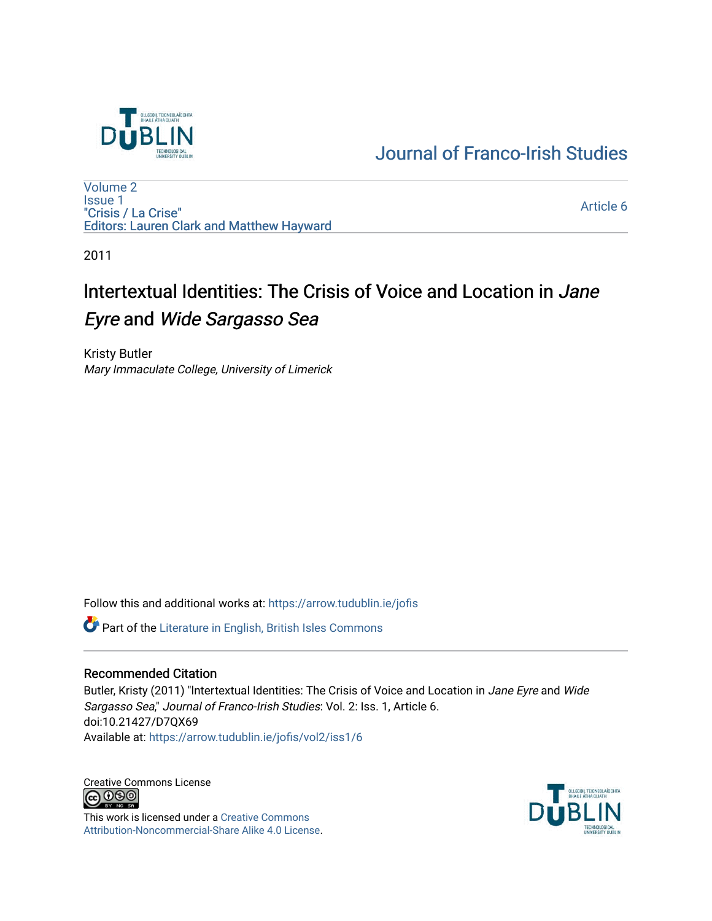Journal of Franco-Irish Studies

Volume 2
Issue 1
"Crisis / La Crise"
Editors: Lauren Clark and Matthew Hayward

Article 6

2011

# Intertextual Identities: The Crisis of Voice and Location in *Jane Eyre* and *Wide Sargasso Sea*

Kristy Butler
*Mary Immaculate College, University of Limerick*

Follow this and additional works at: https://arrow.tudublin.ie/jofis

Part of the Literature in English, British Isles Commons

## Recommended Citation

Butler, Kristy (2011) "Intertextual Identities: The Crisis of Voice and Location in *Jane Eyre* and *Wide Sargasso Sea*," *Journal of Franco-Irish Studies*: Vol. 2: Iss. 1, Article 6.
doi:10.21427/D7QX69
Available at: https://arrow.tudublin.ie/jofis/vol2/iss1/6

Creative Commons License

This work is licensed under a Creative Commons Attribution-Noncommercial-Share Alike 4.0 License.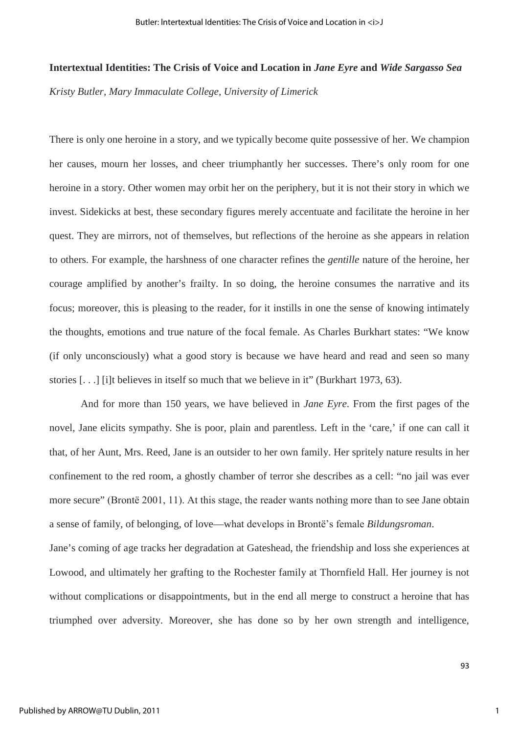**Intertextual Identities: The Crisis of Voice and Location in *Jane Eyre* and *Wide Sargasso Sea***

*Kristy Butler, Mary Immaculate College, University of Limerick*

There is only one heroine in a story, and we typically become quite possessive of her. We champion her causes, mourn her losses, and cheer triumphantly her successes. There's only room for one heroine in a story. Other women may orbit her on the periphery, but it is not their story in which we invest. Sidekicks at best, these secondary figures merely accentuate and facilitate the heroine in her quest. They are mirrors, not of themselves, but reflections of the heroine as she appears in relation to others. For example, the harshness of one character refines the *gentille* nature of the heroine, her courage amplified by another's frailty. In so doing, the heroine consumes the narrative and its focus; moreover, this is pleasing to the reader, for it instills in one the sense of knowing intimately the thoughts, emotions and true nature of the focal female. As Charles Burkhart states: "We know (if only unconsciously) what a good story is because we have heard and read and seen so many stories [. . .] [i]t believes in itself so much that we believe in it" (Burkhart 1973, 63).

And for more than 150 years, we have believed in *Jane Eyre*. From the first pages of the novel, Jane elicits sympathy. She is poor, plain and parentless. Left in the 'care,' if one can call it that, of her Aunt, Mrs. Reed, Jane is an outsider to her own family. Her spritely nature results in her confinement to the red room, a ghostly chamber of terror she describes as a cell: "no jail was ever more secure" (Brontë 2001, 11). At this stage, the reader wants nothing more than to see Jane obtain a sense of family, of belonging, of love—what develops in Brontë's female *Bildungsroman*.

Jane's coming of age tracks her degradation at Gateshead, the friendship and loss she experiences at Lowood, and ultimately her grafting to the Rochester family at Thornfield Hall. Her journey is not without complications or disappointments, but in the end all merge to construct a heroine that has triumphed over adversity. Moreover, she has done so by her own strength and intelligence,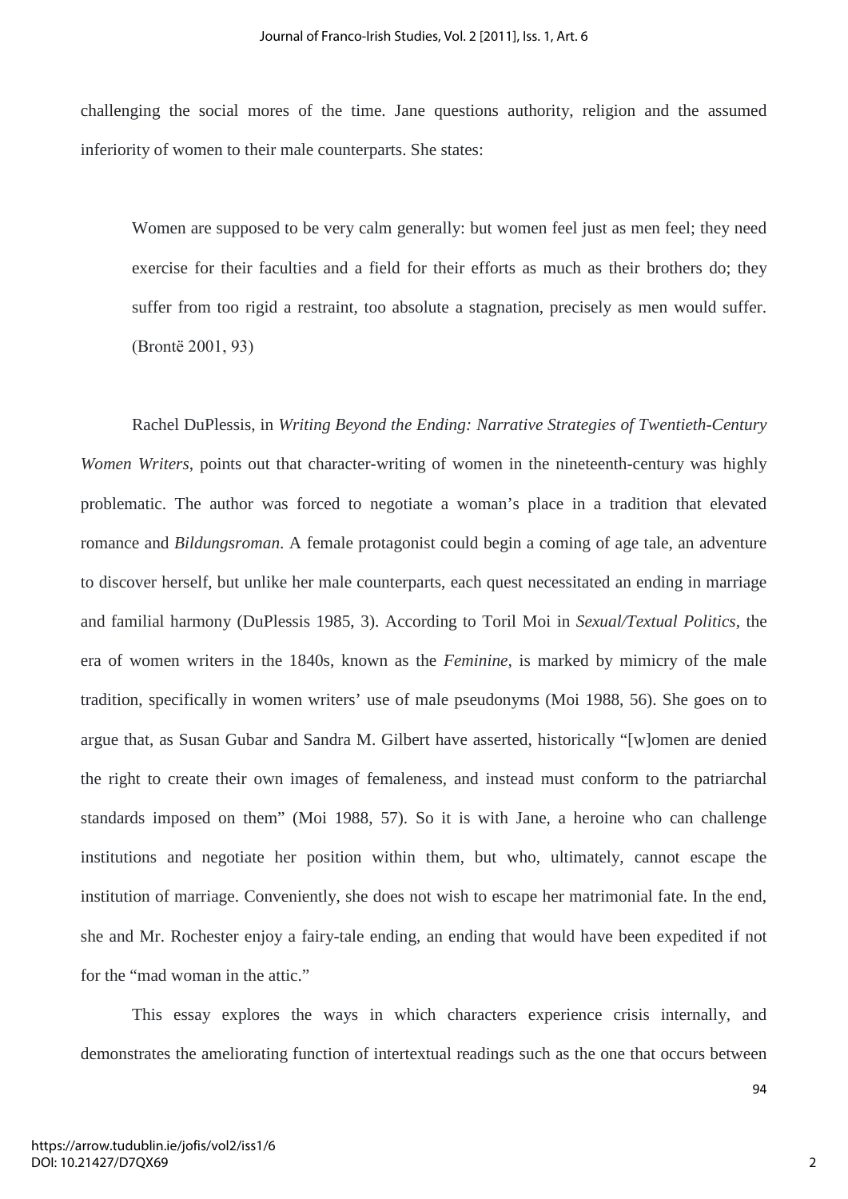challenging the social mores of the time. Jane questions authority, religion and the assumed inferiority of women to their male counterparts. She states:

> Women are supposed to be very calm generally: but women feel just as men feel; they need exercise for their faculties and a field for their efforts as much as their brothers do; they suffer from too rigid a restraint, too absolute a stagnation, precisely as men would suffer. (Brontë 2001, 93)

Rachel DuPlessis, in *Writing Beyond the Ending: Narrative Strategies of Twentieth-Century Women Writers*, points out that character-writing of women in the nineteenth-century was highly problematic. The author was forced to negotiate a woman's place in a tradition that elevated romance and *Bildungsroman*. A female protagonist could begin a coming of age tale, an adventure to discover herself, but unlike her male counterparts, each quest necessitated an ending in marriage and familial harmony (DuPlessis 1985, 3). According to Toril Moi in *Sexual/Textual Politics*, the era of women writers in the 1840s, known as the *Feminine*, is marked by mimicry of the male tradition, specifically in women writers' use of male pseudonyms (Moi 1988, 56). She goes on to argue that, as Susan Gubar and Sandra M. Gilbert have asserted, historically "[w]omen are denied the right to create their own images of femaleness, and instead must conform to the patriarchal standards imposed on them" (Moi 1988, 57). So it is with Jane, a heroine who can challenge institutions and negotiate her position within them, but who, ultimately, cannot escape the institution of marriage. Conveniently, she does not wish to escape her matrimonial fate. In the end, she and Mr. Rochester enjoy a fairy-tale ending, an ending that would have been expedited if not for the "mad woman in the attic."

This essay explores the ways in which characters experience crisis internally, and demonstrates the ameliorating function of intertextual readings such as the one that occurs between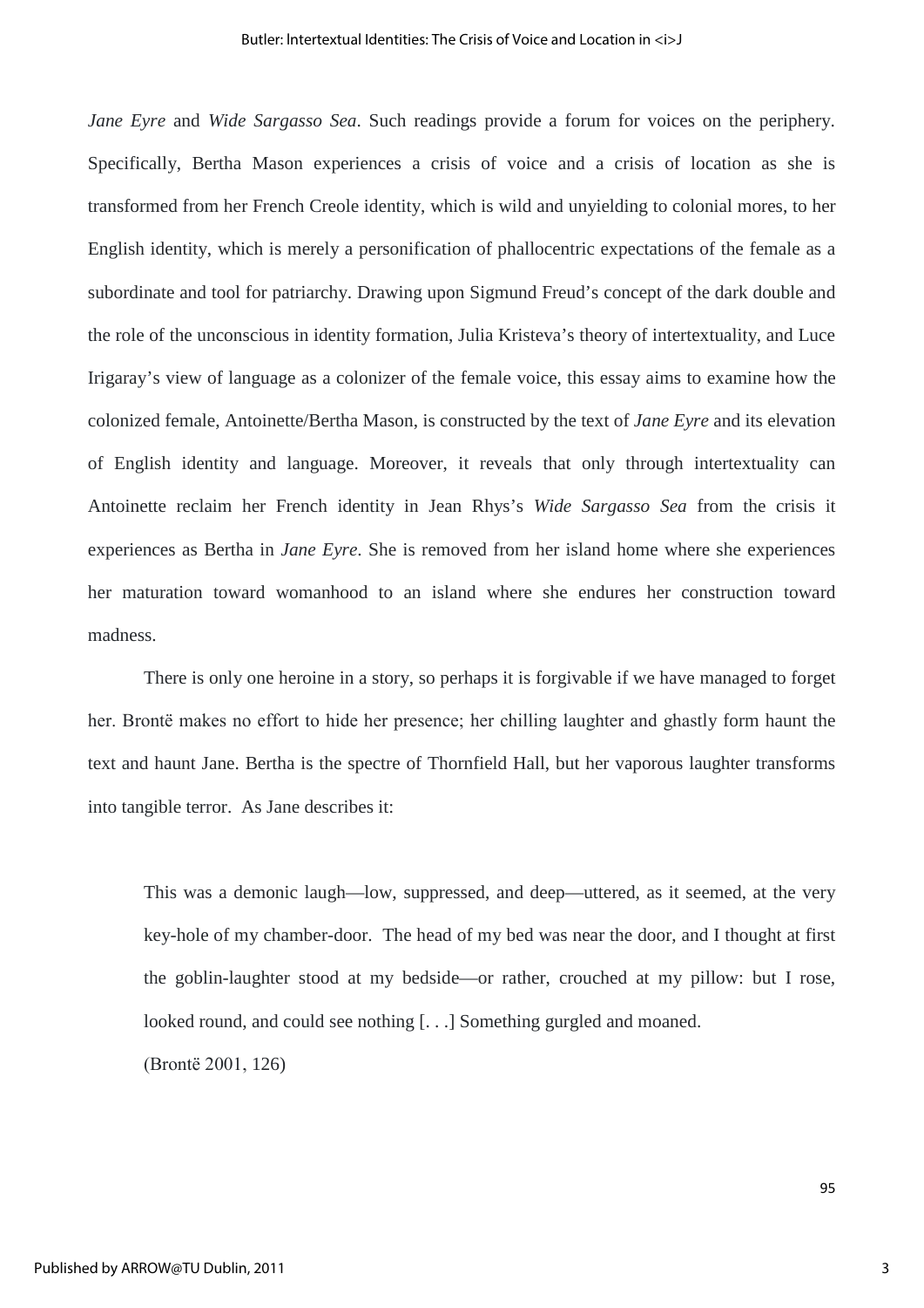*Jane Eyre* and *Wide Sargasso Sea*. Such readings provide a forum for voices on the periphery. Specifically, Bertha Mason experiences a crisis of voice and a crisis of location as she is transformed from her French Creole identity, which is wild and unyielding to colonial mores, to her English identity, which is merely a personification of phallocentric expectations of the female as a subordinate and tool for patriarchy. Drawing upon Sigmund Freud's concept of the dark double and the role of the unconscious in identity formation, Julia Kristeva's theory of intertextuality, and Luce Irigaray's view of language as a colonizer of the female voice, this essay aims to examine how the colonized female, Antoinette/Bertha Mason, is constructed by the text of *Jane Eyre* and its elevation of English identity and language. Moreover, it reveals that only through intertextuality can Antoinette reclaim her French identity in Jean Rhys's *Wide Sargasso Sea* from the crisis it experiences as Bertha in *Jane Eyre*. She is removed from her island home where she experiences her maturation toward womanhood to an island where she endures her construction toward madness.

There is only one heroine in a story, so perhaps it is forgivable if we have managed to forget her. Brontë makes no effort to hide her presence; her chilling laughter and ghastly form haunt the text and haunt Jane. Bertha is the spectre of Thornfield Hall, but her vaporous laughter transforms into tangible terror. As Jane describes it:

> This was a demonic laugh—low, suppressed, and deep—uttered, as it seemed, at the very key-hole of my chamber-door. The head of my bed was near the door, and I thought at first the goblin-laughter stood at my bedside—or rather, crouched at my pillow: but I rose, looked round, and could see nothing [. . .] Something gurgled and moaned.
>
> (Brontë 2001, 126)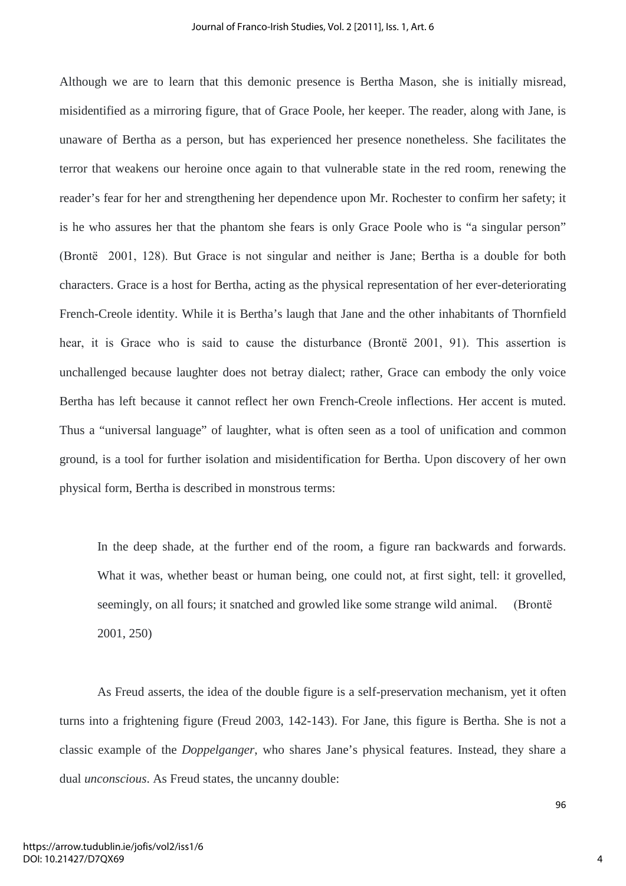Although we are to learn that this demonic presence is Bertha Mason, she is initially misread, misidentified as a mirroring figure, that of Grace Poole, her keeper. The reader, along with Jane, is unaware of Bertha as a person, but has experienced her presence nonetheless. She facilitates the terror that weakens our heroine once again to that vulnerable state in the red room, renewing the reader's fear for her and strengthening her dependence upon Mr. Rochester to confirm her safety; it is he who assures her that the phantom she fears is only Grace Poole who is "a singular person" (Brontë 2001, 128). But Grace is not singular and neither is Jane; Bertha is a double for both characters. Grace is a host for Bertha, acting as the physical representation of her ever-deteriorating French-Creole identity. While it is Bertha's laugh that Jane and the other inhabitants of Thornfield hear, it is Grace who is said to cause the disturbance (Brontë 2001, 91). This assertion is unchallenged because laughter does not betray dialect; rather, Grace can embody the only voice Bertha has left because it cannot reflect her own French-Creole inflections. Her accent is muted. Thus a "universal language" of laughter, what is often seen as a tool of unification and common ground, is a tool for further isolation and misidentification for Bertha. Upon discovery of her own physical form, Bertha is described in monstrous terms:

> In the deep shade, at the further end of the room, a figure ran backwards and forwards. What it was, whether beast or human being, one could not, at first sight, tell: it grovelled, seemingly, on all fours; it snatched and growled like some strange wild animal. (Brontë 2001, 250)

As Freud asserts, the idea of the double figure is a self-preservation mechanism, yet it often turns into a frightening figure (Freud 2003, 142-143). For Jane, this figure is Bertha. She is not a classic example of the *Doppelganger*, who shares Jane's physical features. Instead, they share a dual *unconscious*. As Freud states, the uncanny double: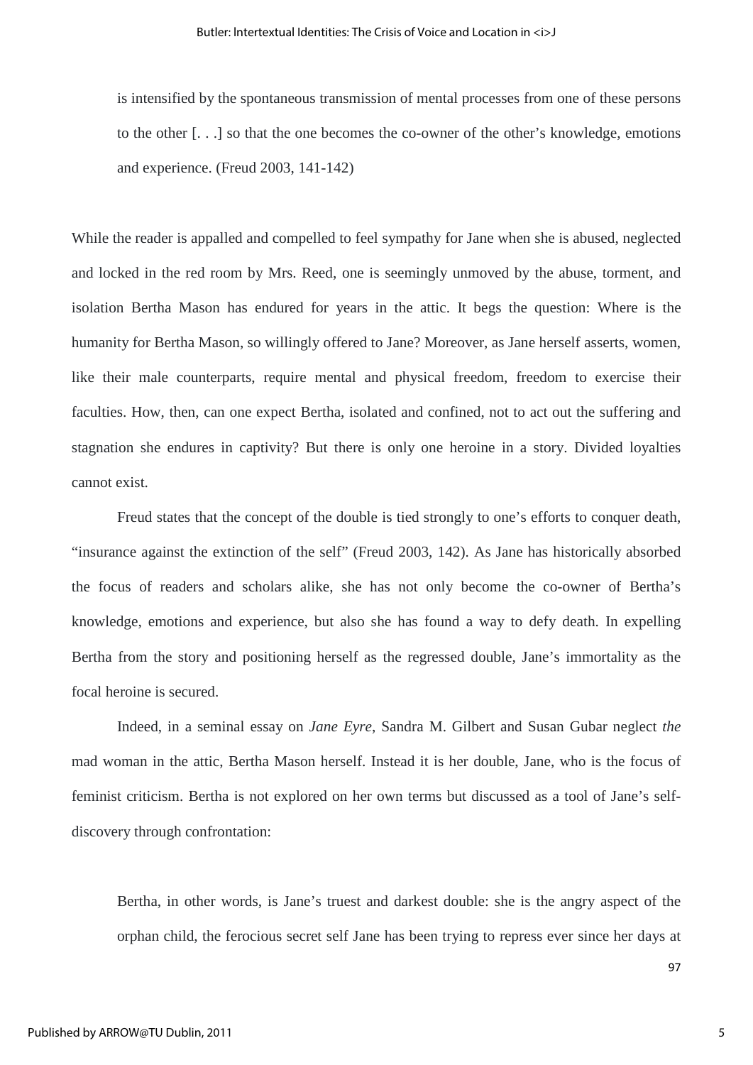> is intensified by the spontaneous transmission of mental processes from one of these persons to the other [. . .] so that the one becomes the co-owner of the other's knowledge, emotions and experience. (Freud 2003, 141-142)

While the reader is appalled and compelled to feel sympathy for Jane when she is abused, neglected and locked in the red room by Mrs. Reed, one is seemingly unmoved by the abuse, torment, and isolation Bertha Mason has endured for years in the attic. It begs the question: Where is the humanity for Bertha Mason, so willingly offered to Jane? Moreover, as Jane herself asserts, women, like their male counterparts, require mental and physical freedom, freedom to exercise their faculties. How, then, can one expect Bertha, isolated and confined, not to act out the suffering and stagnation she endures in captivity? But there is only one heroine in a story. Divided loyalties cannot exist.

Freud states that the concept of the double is tied strongly to one's efforts to conquer death, "insurance against the extinction of the self" (Freud 2003, 142). As Jane has historically absorbed the focus of readers and scholars alike, she has not only become the co-owner of Bertha's knowledge, emotions and experience, but also she has found a way to defy death. In expelling Bertha from the story and positioning herself as the regressed double, Jane's immortality as the focal heroine is secured.

Indeed, in a seminal essay on *Jane Eyre*, Sandra M. Gilbert and Susan Gubar neglect *the* mad woman in the attic, Bertha Mason herself. Instead it is her double, Jane, who is the focus of feminist criticism. Bertha is not explored on her own terms but discussed as a tool of Jane's self-discovery through confrontation:

> Bertha, in other words, is Jane's truest and darkest double: she is the angry aspect of the orphan child, the ferocious secret self Jane has been trying to repress ever since her days at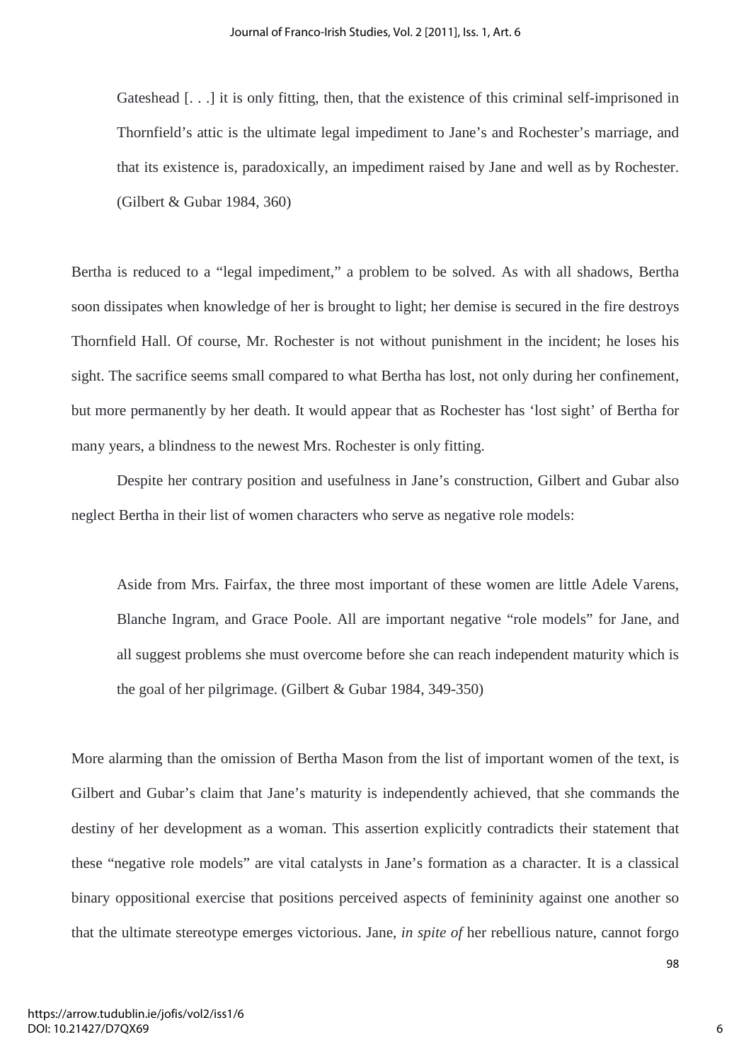> Gateshead [. . .] it is only fitting, then, that the existence of this criminal self-imprisoned in Thornfield's attic is the ultimate legal impediment to Jane's and Rochester's marriage, and that its existence is, paradoxically, an impediment raised by Jane and well as by Rochester. (Gilbert & Gubar 1984, 360)

Bertha is reduced to a "legal impediment," a problem to be solved. As with all shadows, Bertha soon dissipates when knowledge of her is brought to light; her demise is secured in the fire destroys Thornfield Hall. Of course, Mr. Rochester is not without punishment in the incident; he loses his sight. The sacrifice seems small compared to what Bertha has lost, not only during her confinement, but more permanently by her death. It would appear that as Rochester has 'lost sight' of Bertha for many years, a blindness to the newest Mrs. Rochester is only fitting.

Despite her contrary position and usefulness in Jane's construction, Gilbert and Gubar also neglect Bertha in their list of women characters who serve as negative role models:

> Aside from Mrs. Fairfax, the three most important of these women are little Adele Varens, Blanche Ingram, and Grace Poole. All are important negative "role models" for Jane, and all suggest problems she must overcome before she can reach independent maturity which is the goal of her pilgrimage. (Gilbert & Gubar 1984, 349-350)

More alarming than the omission of Bertha Mason from the list of important women of the text, is Gilbert and Gubar's claim that Jane's maturity is independently achieved, that she commands the destiny of her development as a woman. This assertion explicitly contradicts their statement that these "negative role models" are vital catalysts in Jane's formation as a character. It is a classical binary oppositional exercise that positions perceived aspects of femininity against one another so that the ultimate stereotype emerges victorious. Jane, *in spite of* her rebellious nature, cannot forgo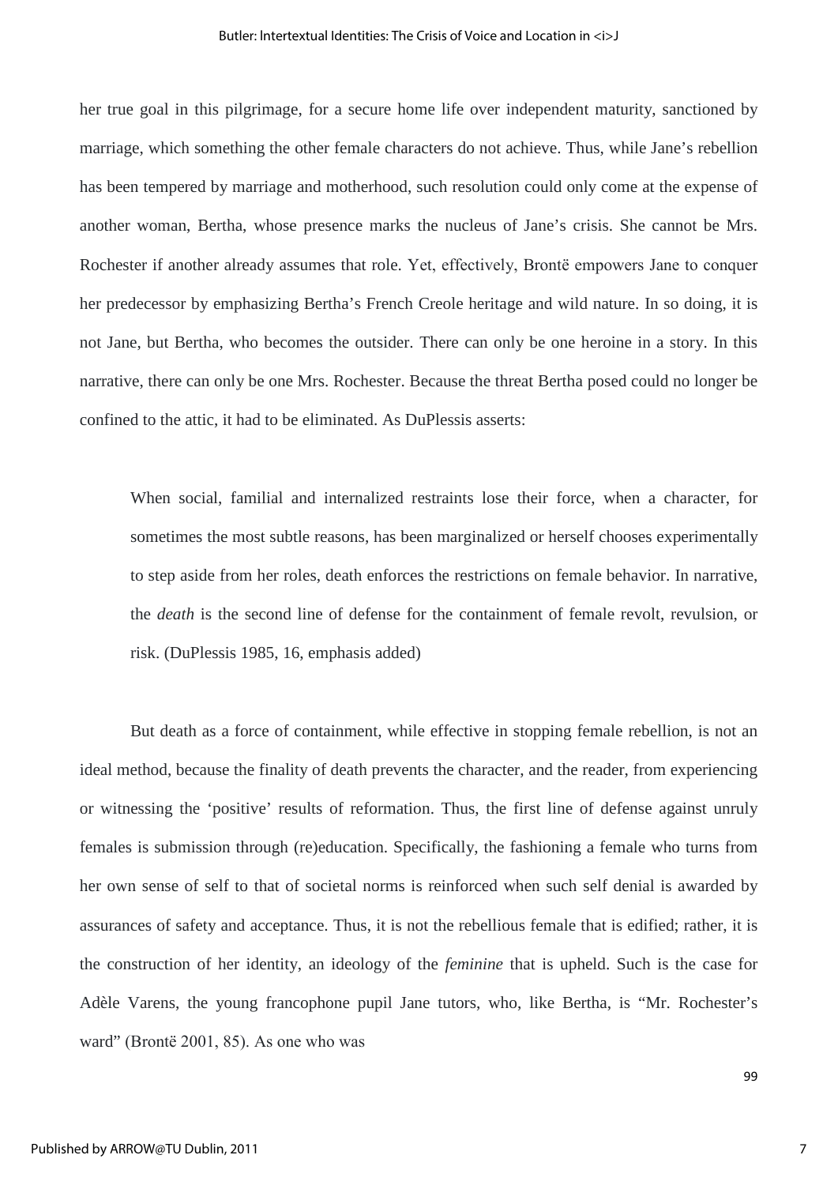her true goal in this pilgrimage, for a secure home life over independent maturity, sanctioned by marriage, which something the other female characters do not achieve. Thus, while Jane's rebellion has been tempered by marriage and motherhood, such resolution could only come at the expense of another woman, Bertha, whose presence marks the nucleus of Jane's crisis. She cannot be Mrs. Rochester if another already assumes that role. Yet, effectively, Brontë empowers Jane to conquer her predecessor by emphasizing Bertha's French Creole heritage and wild nature. In so doing, it is not Jane, but Bertha, who becomes the outsider. There can only be one heroine in a story. In this narrative, there can only be one Mrs. Rochester. Because the threat Bertha posed could no longer be confined to the attic, it had to be eliminated. As DuPlessis asserts:

> When social, familial and internalized restraints lose their force, when a character, for sometimes the most subtle reasons, has been marginalized or herself chooses experimentally to step aside from her roles, death enforces the restrictions on female behavior. In narrative, the *death* is the second line of defense for the containment of female revolt, revulsion, or risk. (DuPlessis 1985, 16, emphasis added)

But death as a force of containment, while effective in stopping female rebellion, is not an ideal method, because the finality of death prevents the character, and the reader, from experiencing or witnessing the 'positive' results of reformation. Thus, the first line of defense against unruly females is submission through (re)education. Specifically, the fashioning a female who turns from her own sense of self to that of societal norms is reinforced when such self denial is awarded by assurances of safety and acceptance. Thus, it is not the rebellious female that is edified; rather, it is the construction of her identity, an ideology of the *feminine* that is upheld. Such is the case for Adèle Varens, the young francophone pupil Jane tutors, who, like Bertha, is "Mr. Rochester's ward" (Brontë 2001, 85). As one who was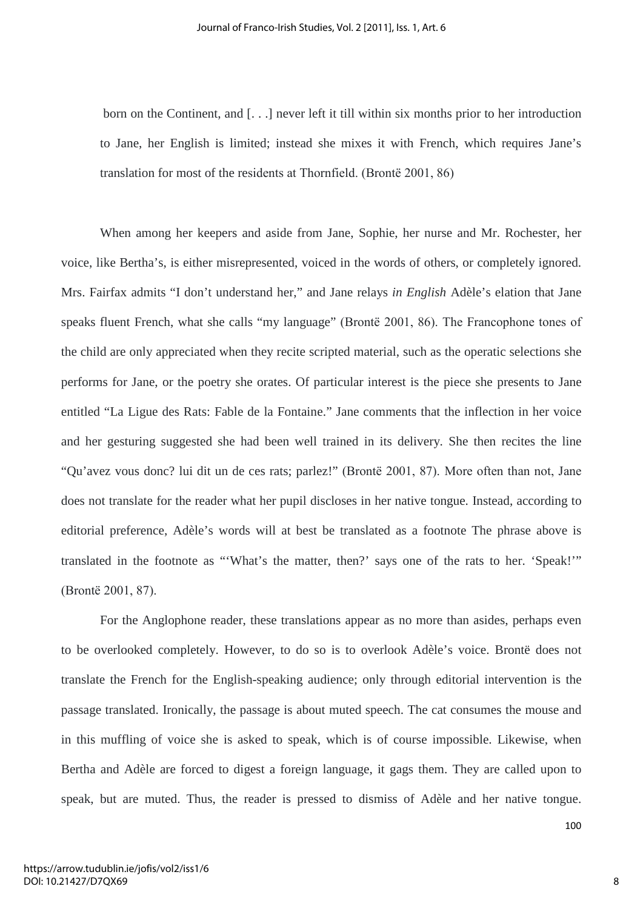born on the Continent, and [. . .] never left it till within six months prior to her introduction to Jane, her English is limited; instead she mixes it with French, which requires Jane's translation for most of the residents at Thornfield. (Brontë 2001, 86)

When among her keepers and aside from Jane, Sophie, her nurse and Mr. Rochester, her voice, like Bertha's, is either misrepresented, voiced in the words of others, or completely ignored. Mrs. Fairfax admits "I don't understand her," and Jane relays *in English* Adèle's elation that Jane speaks fluent French, what she calls "my language" (Brontë 2001, 86). The Francophone tones of the child are only appreciated when they recite scripted material, such as the operatic selections she performs for Jane, or the poetry she orates. Of particular interest is the piece she presents to Jane entitled "La Ligue des Rats: Fable de la Fontaine." Jane comments that the inflection in her voice and her gesturing suggested she had been well trained in its delivery. She then recites the line "Qu'avez vous donc? lui dit un de ces rats; parlez!" (Brontë 2001, 87). More often than not, Jane does not translate for the reader what her pupil discloses in her native tongue. Instead, according to editorial preference, Adèle's words will at best be translated as a footnote The phrase above is translated in the footnote as "'What's the matter, then?' says one of the rats to her. 'Speak!'" (Brontë 2001, 87).

For the Anglophone reader, these translations appear as no more than asides, perhaps even to be overlooked completely. However, to do so is to overlook Adèle's voice. Brontë does not translate the French for the English-speaking audience; only through editorial intervention is the passage translated. Ironically, the passage is about muted speech. The cat consumes the mouse and in this muffling of voice she is asked to speak, which is of course impossible. Likewise, when Bertha and Adèle are forced to digest a foreign language, it gags them. They are called upon to speak, but are muted. Thus, the reader is pressed to dismiss of Adèle and her native tongue.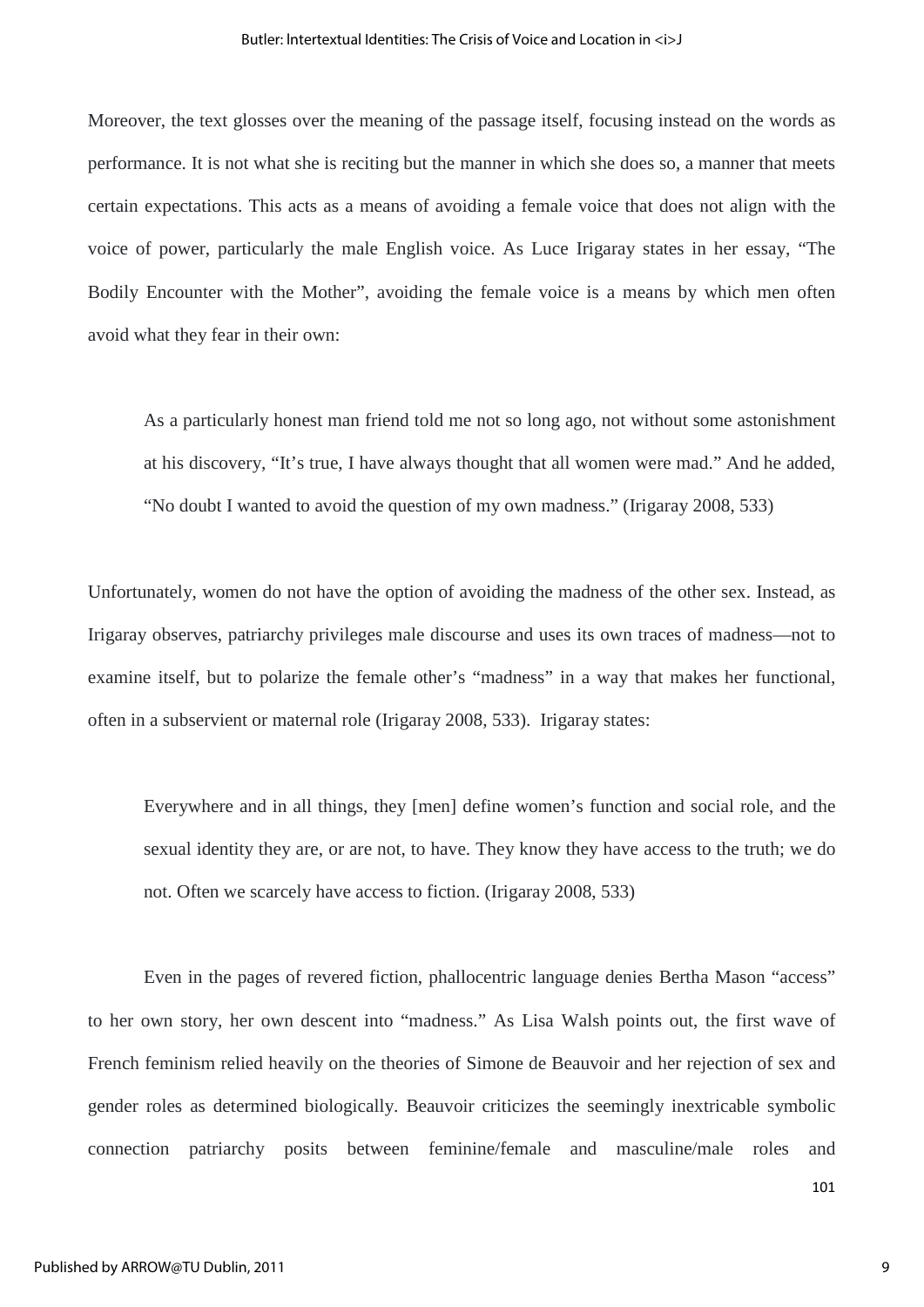Moreover, the text glosses over the meaning of the passage itself, focusing instead on the words as performance. It is not what she is reciting but the manner in which she does so, a manner that meets certain expectations. This acts as a means of avoiding a female voice that does not align with the voice of power, particularly the male English voice. As Luce Irigaray states in her essay, "The Bodily Encounter with the Mother", avoiding the female voice is a means by which men often avoid what they fear in their own:

> As a particularly honest man friend told me not so long ago, not without some astonishment at his discovery, "It's true, I have always thought that all women were mad." And he added, "No doubt I wanted to avoid the question of my own madness." (Irigaray 2008, 533)

Unfortunately, women do not have the option of avoiding the madness of the other sex. Instead, as Irigaray observes, patriarchy privileges male discourse and uses its own traces of madness—not to examine itself, but to polarize the female other's "madness" in a way that makes her functional, often in a subservient or maternal role (Irigaray 2008, 533). Irigaray states:

> Everywhere and in all things, they [men] define women's function and social role, and the sexual identity they are, or are not, to have. They know they have access to the truth; we do not. Often we scarcely have access to fiction. (Irigaray 2008, 533)

Even in the pages of revered fiction, phallocentric language denies Bertha Mason "access" to her own story, her own descent into "madness." As Lisa Walsh points out, the first wave of French feminism relied heavily on the theories of Simone de Beauvoir and her rejection of sex and gender roles as determined biologically. Beauvoir criticizes the seemingly inextricable symbolic connection patriarchy posits between feminine/female and masculine/male roles and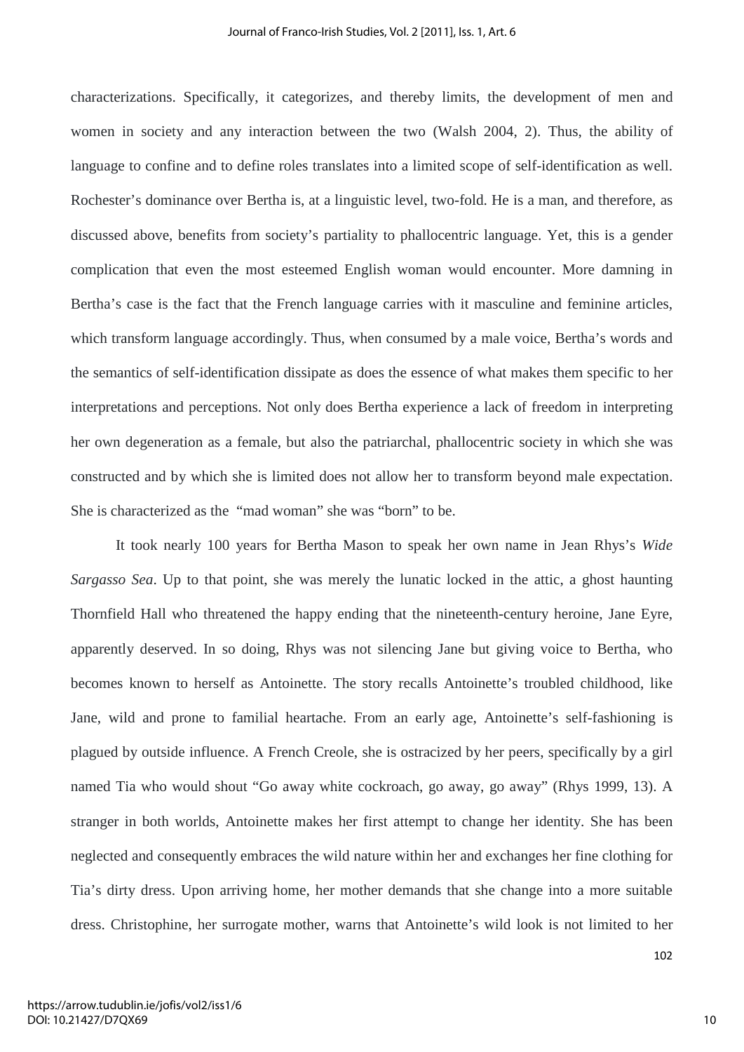characterizations. Specifically, it categorizes, and thereby limits, the development of men and women in society and any interaction between the two (Walsh 2004, 2). Thus, the ability of language to confine and to define roles translates into a limited scope of self-identification as well. Rochester's dominance over Bertha is, at a linguistic level, two-fold. He is a man, and therefore, as discussed above, benefits from society's partiality to phallocentric language. Yet, this is a gender complication that even the most esteemed English woman would encounter. More damning in Bertha's case is the fact that the French language carries with it masculine and feminine articles, which transform language accordingly. Thus, when consumed by a male voice, Bertha's words and the semantics of self-identification dissipate as does the essence of what makes them specific to her interpretations and perceptions. Not only does Bertha experience a lack of freedom in interpreting her own degeneration as a female, but also the patriarchal, phallocentric society in which she was constructed and by which she is limited does not allow her to transform beyond male expectation. She is characterized as the "mad woman" she was "born" to be.

It took nearly 100 years for Bertha Mason to speak her own name in Jean Rhys's *Wide Sargasso Sea*. Up to that point, she was merely the lunatic locked in the attic, a ghost haunting Thornfield Hall who threatened the happy ending that the nineteenth-century heroine, Jane Eyre, apparently deserved. In so doing, Rhys was not silencing Jane but giving voice to Bertha, who becomes known to herself as Antoinette. The story recalls Antoinette's troubled childhood, like Jane, wild and prone to familial heartache. From an early age, Antoinette's self-fashioning is plagued by outside influence. A French Creole, she is ostracized by her peers, specifically by a girl named Tia who would shout "Go away white cockroach, go away, go away" (Rhys 1999, 13). A stranger in both worlds, Antoinette makes her first attempt to change her identity. She has been neglected and consequently embraces the wild nature within her and exchanges her fine clothing for Tia's dirty dress. Upon arriving home, her mother demands that she change into a more suitable dress. Christophine, her surrogate mother, warns that Antoinette's wild look is not limited to her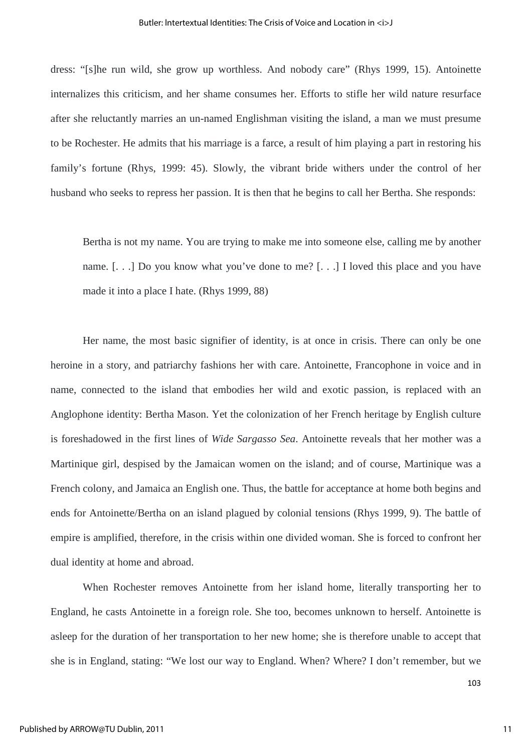dress: "[s]he run wild, she grow up worthless. And nobody care" (Rhys 1999, 15). Antoinette internalizes this criticism, and her shame consumes her. Efforts to stifle her wild nature resurface after she reluctantly marries an un-named Englishman visiting the island, a man we must presume to be Rochester. He admits that his marriage is a farce, a result of him playing a part in restoring his family's fortune (Rhys, 1999: 45). Slowly, the vibrant bride withers under the control of her husband who seeks to repress her passion. It is then that he begins to call her Bertha. She responds:

> Bertha is not my name. You are trying to make me into someone else, calling me by another name. [. . .] Do you know what you've done to me? [. . .] I loved this place and you have made it into a place I hate. (Rhys 1999, 88)

Her name, the most basic signifier of identity, is at once in crisis. There can only be one heroine in a story, and patriarchy fashions her with care. Antoinette, Francophone in voice and in name, connected to the island that embodies her wild and exotic passion, is replaced with an Anglophone identity: Bertha Mason. Yet the colonization of her French heritage by English culture is foreshadowed in the first lines of *Wide Sargasso Sea*. Antoinette reveals that her mother was a Martinique girl, despised by the Jamaican women on the island; and of course, Martinique was a French colony, and Jamaica an English one. Thus, the battle for acceptance at home both begins and ends for Antoinette/Bertha on an island plagued by colonial tensions (Rhys 1999, 9). The battle of empire is amplified, therefore, in the crisis within one divided woman. She is forced to confront her dual identity at home and abroad.

When Rochester removes Antoinette from her island home, literally transporting her to England, he casts Antoinette in a foreign role. She too, becomes unknown to herself. Antoinette is asleep for the duration of her transportation to her new home; she is therefore unable to accept that she is in England, stating: "We lost our way to England. When? Where? I don't remember, but we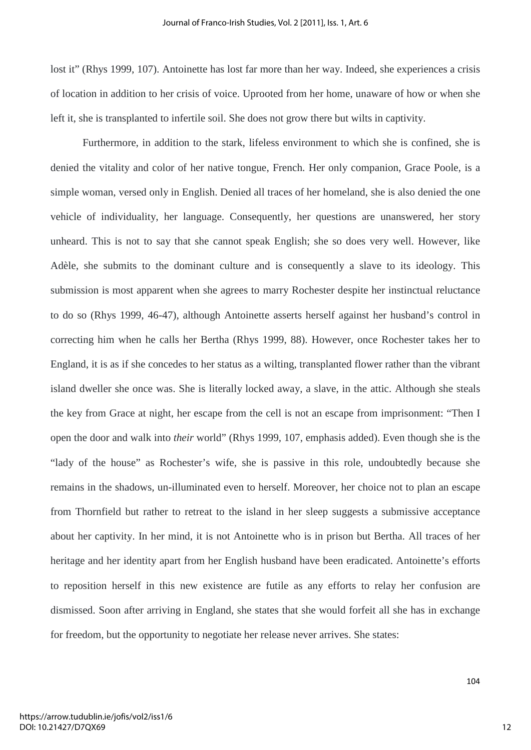lost it" (Rhys 1999, 107). Antoinette has lost far more than her way. Indeed, she experiences a crisis of location in addition to her crisis of voice. Uprooted from her home, unaware of how or when she left it, she is transplanted to infertile soil. She does not grow there but wilts in captivity.

Furthermore, in addition to the stark, lifeless environment to which she is confined, she is denied the vitality and color of her native tongue, French. Her only companion, Grace Poole, is a simple woman, versed only in English. Denied all traces of her homeland, she is also denied the one vehicle of individuality, her language. Consequently, her questions are unanswered, her story unheard. This is not to say that she cannot speak English; she so does very well. However, like Adèle, she submits to the dominant culture and is consequently a slave to its ideology. This submission is most apparent when she agrees to marry Rochester despite her instinctual reluctance to do so (Rhys 1999, 46-47), although Antoinette asserts herself against her husband's control in correcting him when he calls her Bertha (Rhys 1999, 88). However, once Rochester takes her to England, it is as if she concedes to her status as a wilting, transplanted flower rather than the vibrant island dweller she once was. She is literally locked away, a slave, in the attic. Although she steals the key from Grace at night, her escape from the cell is not an escape from imprisonment: "Then I open the door and walk into *their* world" (Rhys 1999, 107, emphasis added). Even though she is the "lady of the house" as Rochester's wife, she is passive in this role, undoubtedly because she remains in the shadows, un-illuminated even to herself. Moreover, her choice not to plan an escape from Thornfield but rather to retreat to the island in her sleep suggests a submissive acceptance about her captivity. In her mind, it is not Antoinette who is in prison but Bertha. All traces of her heritage and her identity apart from her English husband have been eradicated. Antoinette's efforts to reposition herself in this new existence are futile as any efforts to relay her confusion are dismissed. Soon after arriving in England, she states that she would forfeit all she has in exchange for freedom, but the opportunity to negotiate her release never arrives. She states: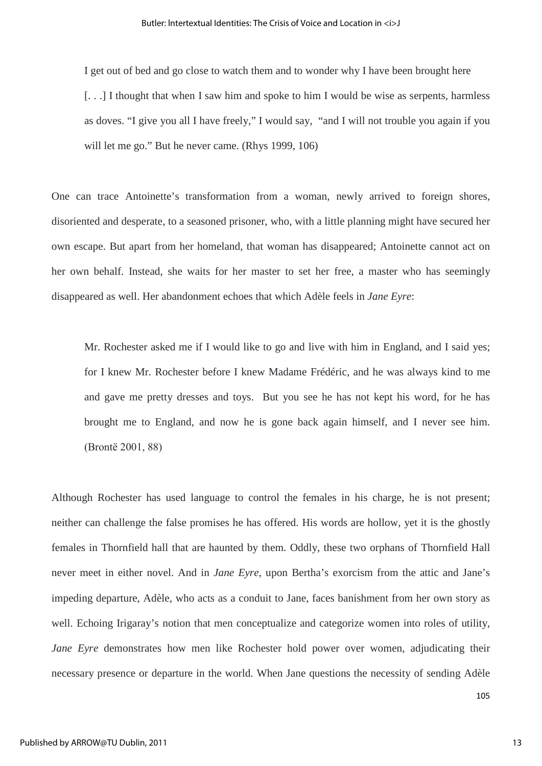> I get out of bed and go close to watch them and to wonder why I have been brought here [. . .] I thought that when I saw him and spoke to him I would be wise as serpents, harmless as doves. "I give you all I have freely," I would say, "and I will not trouble you again if you will let me go." But he never came. (Rhys 1999, 106)

One can trace Antoinette's transformation from a woman, newly arrived to foreign shores, disoriented and desperate, to a seasoned prisoner, who, with a little planning might have secured her own escape. But apart from her homeland, that woman has disappeared; Antoinette cannot act on her own behalf. Instead, she waits for her master to set her free, a master who has seemingly disappeared as well. Her abandonment echoes that which Adèle feels in *Jane Eyre*:

> Mr. Rochester asked me if I would like to go and live with him in England, and I said yes; for I knew Mr. Rochester before I knew Madame Frédéric, and he was always kind to me and gave me pretty dresses and toys. But you see he has not kept his word, for he has brought me to England, and now he is gone back again himself, and I never see him. (Brontë 2001, 88)

Although Rochester has used language to control the females in his charge, he is not present; neither can challenge the false promises he has offered. His words are hollow, yet it is the ghostly females in Thornfield hall that are haunted by them. Oddly, these two orphans of Thornfield Hall never meet in either novel. And in *Jane Eyre,* upon Bertha's exorcism from the attic and Jane's impeding departure, Adèle, who acts as a conduit to Jane, faces banishment from her own story as well. Echoing Irigaray's notion that men conceptualize and categorize women into roles of utility, *Jane Eyre* demonstrates how men like Rochester hold power over women, adjudicating their necessary presence or departure in the world. When Jane questions the necessity of sending Adèle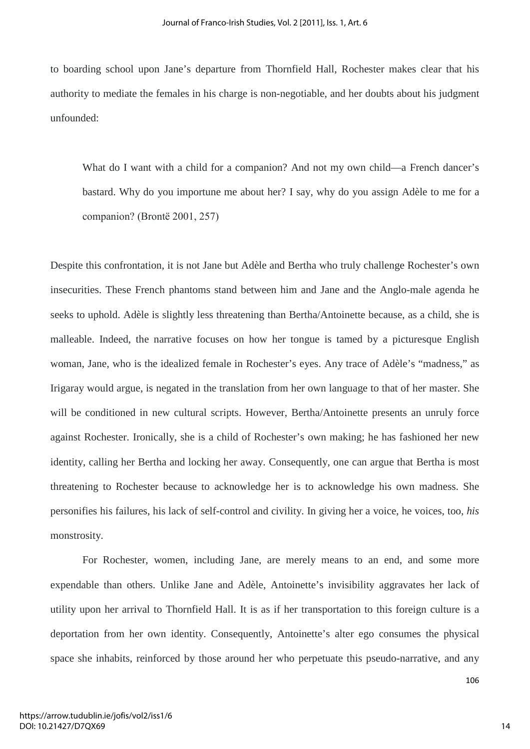to boarding school upon Jane's departure from Thornfield Hall, Rochester makes clear that his authority to mediate the females in his charge is non-negotiable, and her doubts about his judgment unfounded:

> What do I want with a child for a companion? And not my own child—a French dancer's bastard. Why do you importune me about her? I say, why do you assign Adèle to me for a companion? (Brontë 2001, 257)

Despite this confrontation, it is not Jane but Adèle and Bertha who truly challenge Rochester's own insecurities. These French phantoms stand between him and Jane and the Anglo-male agenda he seeks to uphold. Adèle is slightly less threatening than Bertha/Antoinette because, as a child, she is malleable. Indeed, the narrative focuses on how her tongue is tamed by a picturesque English woman, Jane, who is the idealized female in Rochester's eyes. Any trace of Adèle's "madness," as Irigaray would argue, is negated in the translation from her own language to that of her master. She will be conditioned in new cultural scripts. However, Bertha/Antoinette presents an unruly force against Rochester. Ironically, she is a child of Rochester's own making; he has fashioned her new identity, calling her Bertha and locking her away. Consequently, one can argue that Bertha is most threatening to Rochester because to acknowledge her is to acknowledge his own madness. She personifies his failures, his lack of self-control and civility. In giving her a voice, he voices, too, *his* monstrosity.

For Rochester, women, including Jane, are merely means to an end, and some more expendable than others. Unlike Jane and Adèle, Antoinette's invisibility aggravates her lack of utility upon her arrival to Thornfield Hall. It is as if her transportation to this foreign culture is a deportation from her own identity. Consequently, Antoinette's alter ego consumes the physical space she inhabits, reinforced by those around her who perpetuate this pseudo-narrative, and any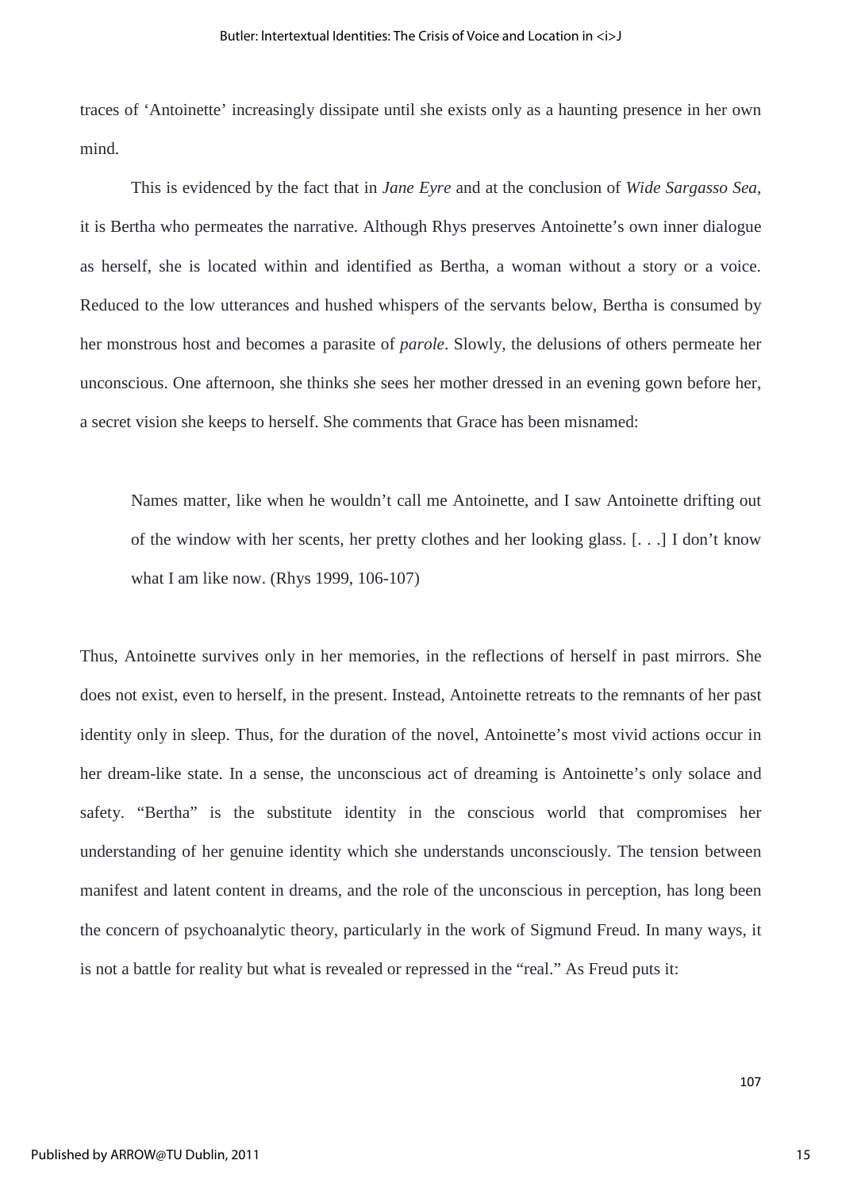traces of 'Antoinette' increasingly dissipate until she exists only as a haunting presence in her own mind.

This is evidenced by the fact that in *Jane Eyre* and at the conclusion of *Wide Sargasso Sea*, it is Bertha who permeates the narrative. Although Rhys preserves Antoinette's own inner dialogue as herself, she is located within and identified as Bertha, a woman without a story or a voice. Reduced to the low utterances and hushed whispers of the servants below, Bertha is consumed by her monstrous host and becomes a parasite of *parole*. Slowly, the delusions of others permeate her unconscious. One afternoon, she thinks she sees her mother dressed in an evening gown before her, a secret vision she keeps to herself. She comments that Grace has been misnamed:

> Names matter, like when he wouldn't call me Antoinette, and I saw Antoinette drifting out of the window with her scents, her pretty clothes and her looking glass. [. . .] I don't know what I am like now. (Rhys 1999, 106-107)

Thus, Antoinette survives only in her memories, in the reflections of herself in past mirrors. She does not exist, even to herself, in the present. Instead, Antoinette retreats to the remnants of her past identity only in sleep. Thus, for the duration of the novel, Antoinette's most vivid actions occur in her dream-like state. In a sense, the unconscious act of dreaming is Antoinette's only solace and safety. "Bertha" is the substitute identity in the conscious world that compromises her understanding of her genuine identity which she understands unconsciously. The tension between manifest and latent content in dreams, and the role of the unconscious in perception, has long been the concern of psychoanalytic theory, particularly in the work of Sigmund Freud. In many ways, it is not a battle for reality but what is revealed or repressed in the "real." As Freud puts it: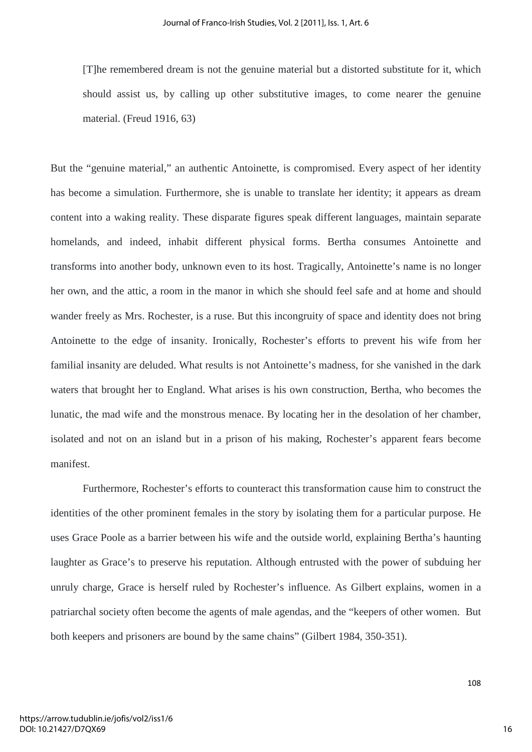> [T]he remembered dream is not the genuine material but a distorted substitute for it, which should assist us, by calling up other substitutive images, to come nearer the genuine material. (Freud 1916, 63)

But the "genuine material," an authentic Antoinette, is compromised. Every aspect of her identity has become a simulation. Furthermore, she is unable to translate her identity; it appears as dream content into a waking reality. These disparate figures speak different languages, maintain separate homelands, and indeed, inhabit different physical forms. Bertha consumes Antoinette and transforms into another body, unknown even to its host. Tragically, Antoinette's name is no longer her own, and the attic, a room in the manor in which she should feel safe and at home and should wander freely as Mrs. Rochester, is a ruse. But this incongruity of space and identity does not bring Antoinette to the edge of insanity. Ironically, Rochester's efforts to prevent his wife from her familial insanity are deluded. What results is not Antoinette's madness, for she vanished in the dark waters that brought her to England. What arises is his own construction, Bertha, who becomes the lunatic, the mad wife and the monstrous menace. By locating her in the desolation of her chamber, isolated and not on an island but in a prison of his making, Rochester's apparent fears become manifest.

Furthermore, Rochester's efforts to counteract this transformation cause him to construct the identities of the other prominent females in the story by isolating them for a particular purpose. He uses Grace Poole as a barrier between his wife and the outside world, explaining Bertha's haunting laughter as Grace's to preserve his reputation. Although entrusted with the power of subduing her unruly charge, Grace is herself ruled by Rochester's influence. As Gilbert explains, women in a patriarchal society often become the agents of male agendas, and the "keepers of other women. But both keepers and prisoners are bound by the same chains" (Gilbert 1984, 350-351).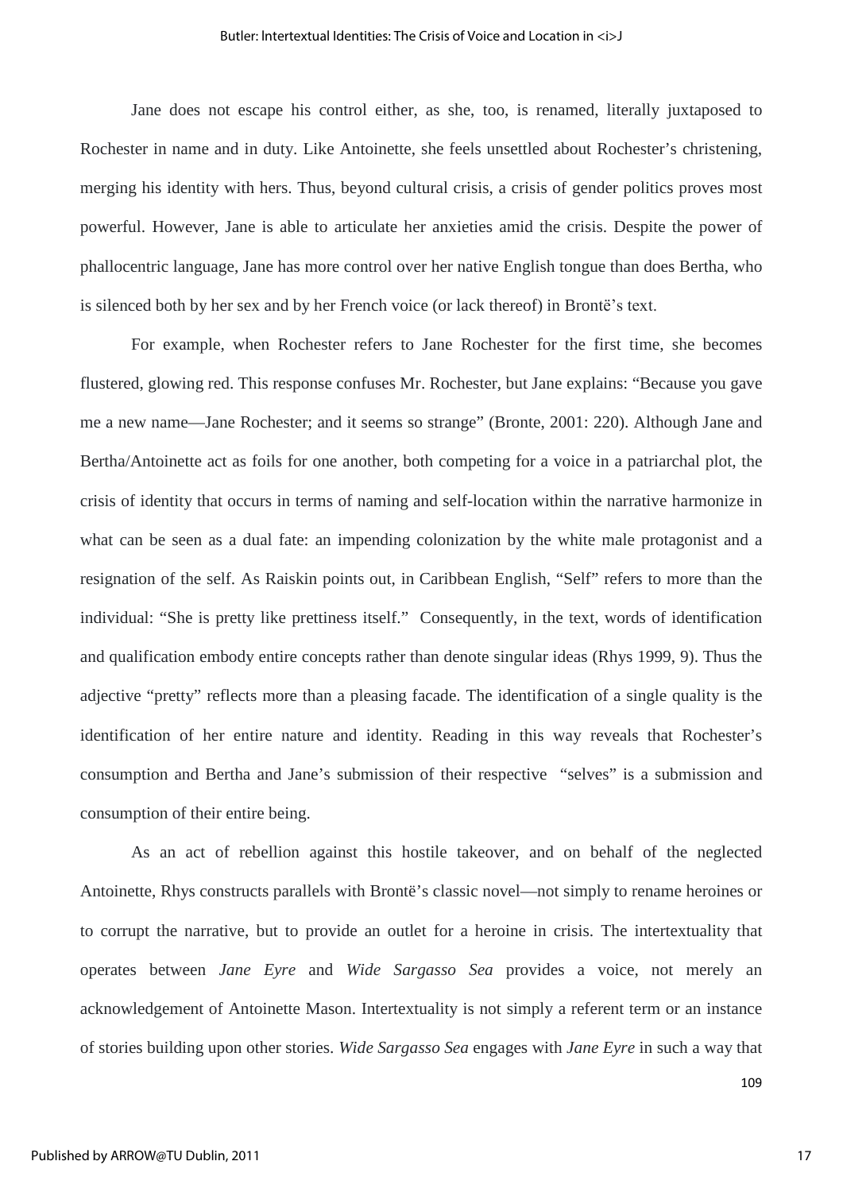Jane does not escape his control either, as she, too, is renamed, literally juxtaposed to Rochester in name and in duty. Like Antoinette, she feels unsettled about Rochester's christening, merging his identity with hers. Thus, beyond cultural crisis, a crisis of gender politics proves most powerful. However, Jane is able to articulate her anxieties amid the crisis. Despite the power of phallocentric language, Jane has more control over her native English tongue than does Bertha, who is silenced both by her sex and by her French voice (or lack thereof) in Brontë's text.

For example, when Rochester refers to Jane Rochester for the first time, she becomes flustered, glowing red. This response confuses Mr. Rochester, but Jane explains: "Because you gave me a new name—Jane Rochester; and it seems so strange" (Bronte, 2001: 220). Although Jane and Bertha/Antoinette act as foils for one another, both competing for a voice in a patriarchal plot, the crisis of identity that occurs in terms of naming and self-location within the narrative harmonize in what can be seen as a dual fate: an impending colonization by the white male protagonist and a resignation of the self. As Raiskin points out, in Caribbean English, "Self" refers to more than the individual: "She is pretty like prettiness itself." Consequently, in the text, words of identification and qualification embody entire concepts rather than denote singular ideas (Rhys 1999, 9). Thus the adjective "pretty" reflects more than a pleasing facade. The identification of a single quality is the identification of her entire nature and identity. Reading in this way reveals that Rochester's consumption and Bertha and Jane's submission of their respective "selves" is a submission and consumption of their entire being.

As an act of rebellion against this hostile takeover, and on behalf of the neglected Antoinette, Rhys constructs parallels with Brontë's classic novel—not simply to rename heroines or to corrupt the narrative, but to provide an outlet for a heroine in crisis. The intertextuality that operates between *Jane Eyre* and *Wide Sargasso Sea* provides a voice, not merely an acknowledgement of Antoinette Mason. Intertextuality is not simply a referent term or an instance of stories building upon other stories. *Wide Sargasso Sea* engages with *Jane Eyre* in such a way that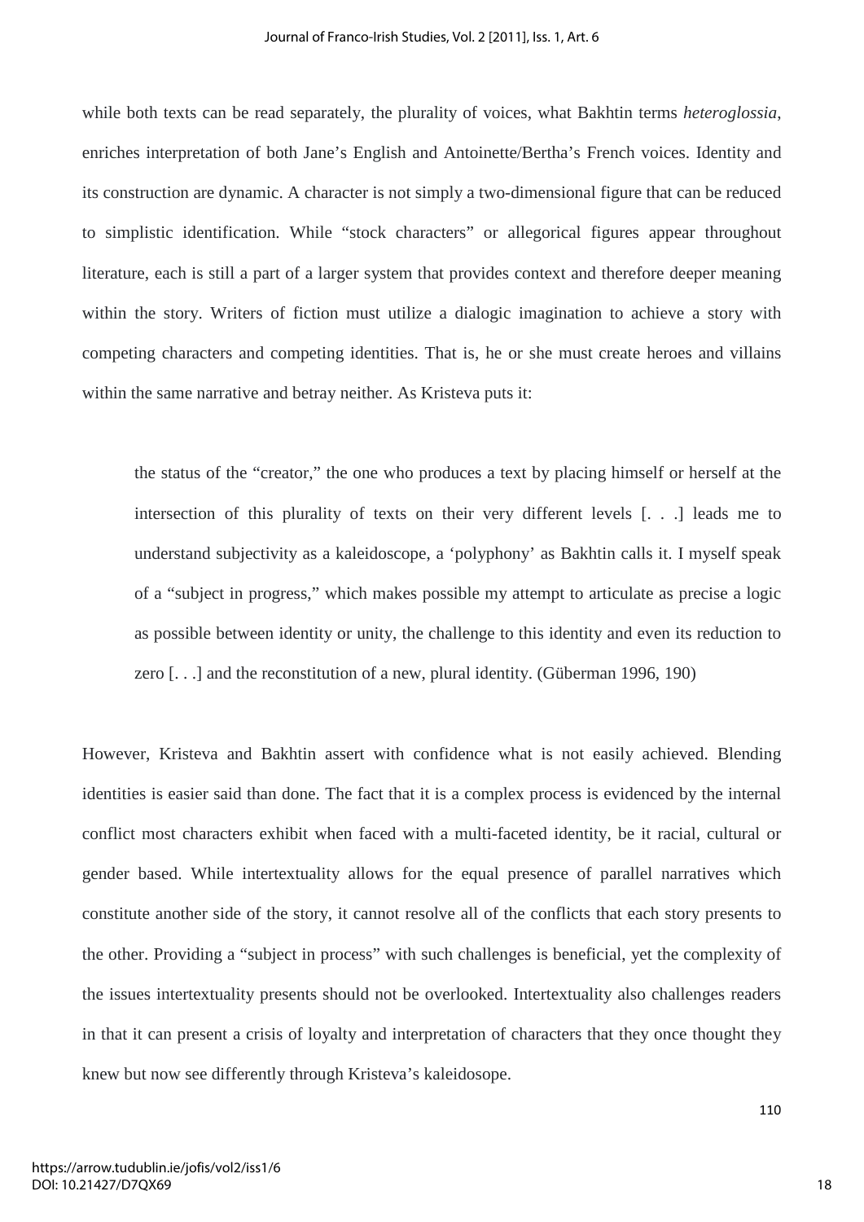while both texts can be read separately, the plurality of voices, what Bakhtin terms *heteroglossia*, enriches interpretation of both Jane's English and Antoinette/Bertha's French voices. Identity and its construction are dynamic. A character is not simply a two-dimensional figure that can be reduced to simplistic identification. While "stock characters" or allegorical figures appear throughout literature, each is still a part of a larger system that provides context and therefore deeper meaning within the story. Writers of fiction must utilize a dialogic imagination to achieve a story with competing characters and competing identities. That is, he or she must create heroes and villains within the same narrative and betray neither. As Kristeva puts it:

> the status of the "creator," the one who produces a text by placing himself or herself at the intersection of this plurality of texts on their very different levels [. . .] leads me to understand subjectivity as a kaleidoscope, a 'polyphony' as Bakhtin calls it. I myself speak of a "subject in progress," which makes possible my attempt to articulate as precise a logic as possible between identity or unity, the challenge to this identity and even its reduction to zero [. . .] and the reconstitution of a new, plural identity. (Güberman 1996, 190)

However, Kristeva and Bakhtin assert with confidence what is not easily achieved. Blending identities is easier said than done. The fact that it is a complex process is evidenced by the internal conflict most characters exhibit when faced with a multi-faceted identity, be it racial, cultural or gender based. While intertextuality allows for the equal presence of parallel narratives which constitute another side of the story, it cannot resolve all of the conflicts that each story presents to the other. Providing a "subject in process" with such challenges is beneficial, yet the complexity of the issues intertextuality presents should not be overlooked. Intertextuality also challenges readers in that it can present a crisis of loyalty and interpretation of characters that they once thought they knew but now see differently through Kristeva's kaleidosope.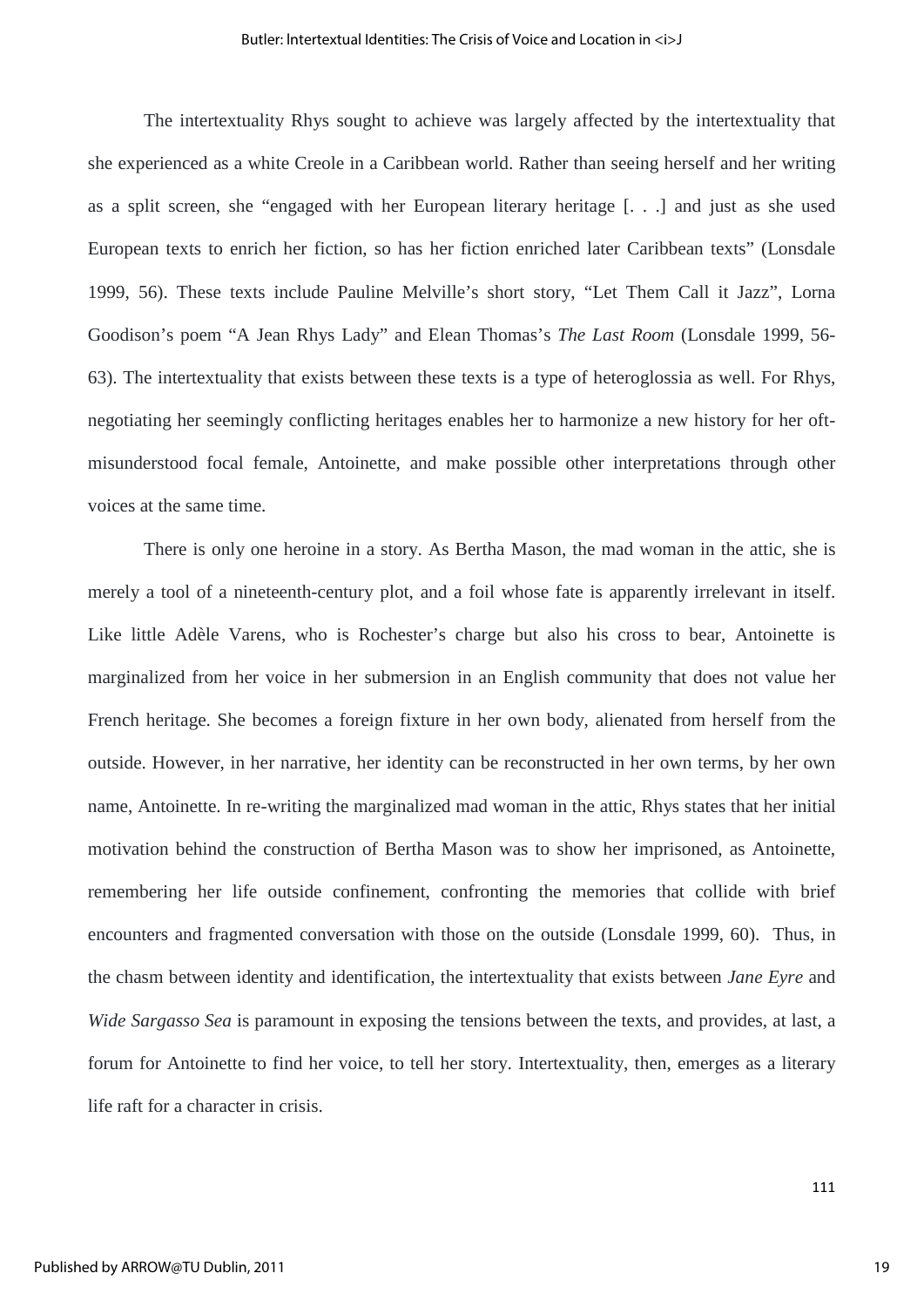The intertextuality Rhys sought to achieve was largely affected by the intertextuality that she experienced as a white Creole in a Caribbean world. Rather than seeing herself and her writing as a split screen, she "engaged with her European literary heritage [. . .] and just as she used European texts to enrich her fiction, so has her fiction enriched later Caribbean texts" (Lonsdale 1999, 56). These texts include Pauline Melville's short story, "Let Them Call it Jazz", Lorna Goodison's poem "A Jean Rhys Lady" and Elean Thomas's *The Last Room* (Lonsdale 1999, 56-63). The intertextuality that exists between these texts is a type of heteroglossia as well. For Rhys, negotiating her seemingly conflicting heritages enables her to harmonize a new history for her oft-misunderstood focal female, Antoinette, and make possible other interpretations through other voices at the same time.

There is only one heroine in a story. As Bertha Mason, the mad woman in the attic, she is merely a tool of a nineteenth-century plot, and a foil whose fate is apparently irrelevant in itself. Like little Adèle Varens, who is Rochester's charge but also his cross to bear, Antoinette is marginalized from her voice in her submersion in an English community that does not value her French heritage. She becomes a foreign fixture in her own body, alienated from herself from the outside. However, in her narrative, her identity can be reconstructed in her own terms, by her own name, Antoinette. In re-writing the marginalized mad woman in the attic, Rhys states that her initial motivation behind the construction of Bertha Mason was to show her imprisoned, as Antoinette, remembering her life outside confinement, confronting the memories that collide with brief encounters and fragmented conversation with those on the outside (Lonsdale 1999, 60). Thus, in the chasm between identity and identification, the intertextuality that exists between *Jane Eyre* and *Wide Sargasso Sea* is paramount in exposing the tensions between the texts, and provides, at last, a forum for Antoinette to find her voice, to tell her story. Intertextuality, then, emerges as a literary life raft for a character in crisis.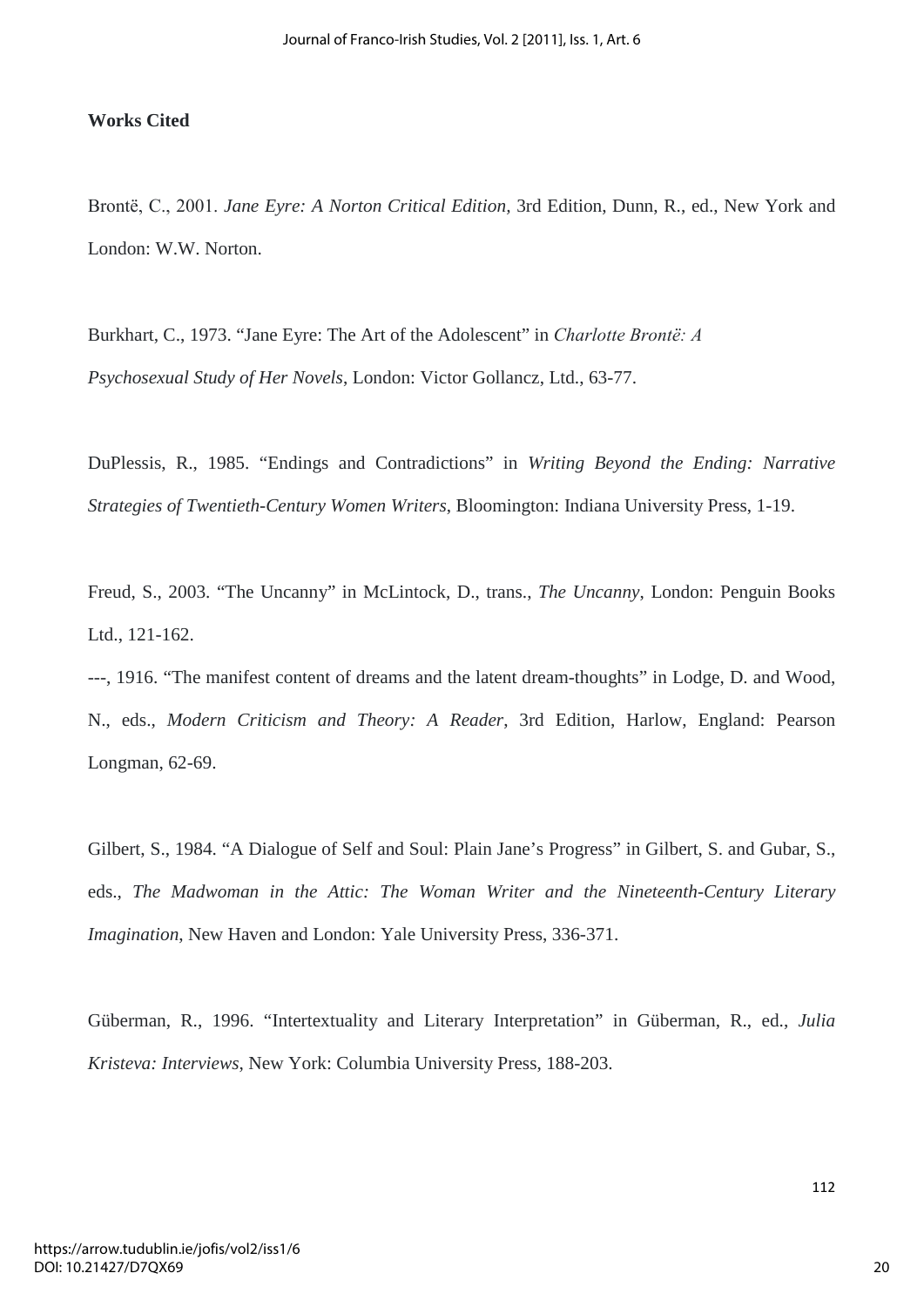**Works Cited**

Brontë, C., 2001. *Jane Eyre: A Norton Critical Edition,* 3rd Edition, Dunn, R., ed., New York and London: W.W. Norton.

Burkhart, C., 1973. "Jane Eyre: The Art of the Adolescent" in *Charlotte Brontë: A Psychosexual Study of Her Novels*, London: Victor Gollancz, Ltd., 63-77.

DuPlessis, R., 1985. "Endings and Contradictions" in *Writing Beyond the Ending: Narrative Strategies of Twentieth-Century Women Writers*, Bloomington: Indiana University Press, 1-19.

Freud, S., 2003. "The Uncanny" in McLintock, D., trans., *The Uncanny*, London: Penguin Books Ltd., 121-162.

---, 1916. "The manifest content of dreams and the latent dream-thoughts" in Lodge, D. and Wood, N., eds., *Modern Criticism and Theory: A Reader*, 3rd Edition, Harlow, England: Pearson Longman, 62-69.

Gilbert, S., 1984. "A Dialogue of Self and Soul: Plain Jane's Progress" in Gilbert, S. and Gubar, S., eds., *The Madwoman in the Attic: The Woman Writer and the Nineteenth-Century Literary Imagination*, New Haven and London: Yale University Press, 336-371.

Güberman, R., 1996. "Intertextuality and Literary Interpretation" in Güberman, R., ed., *Julia Kristeva: Interviews*, New York: Columbia University Press, 188-203.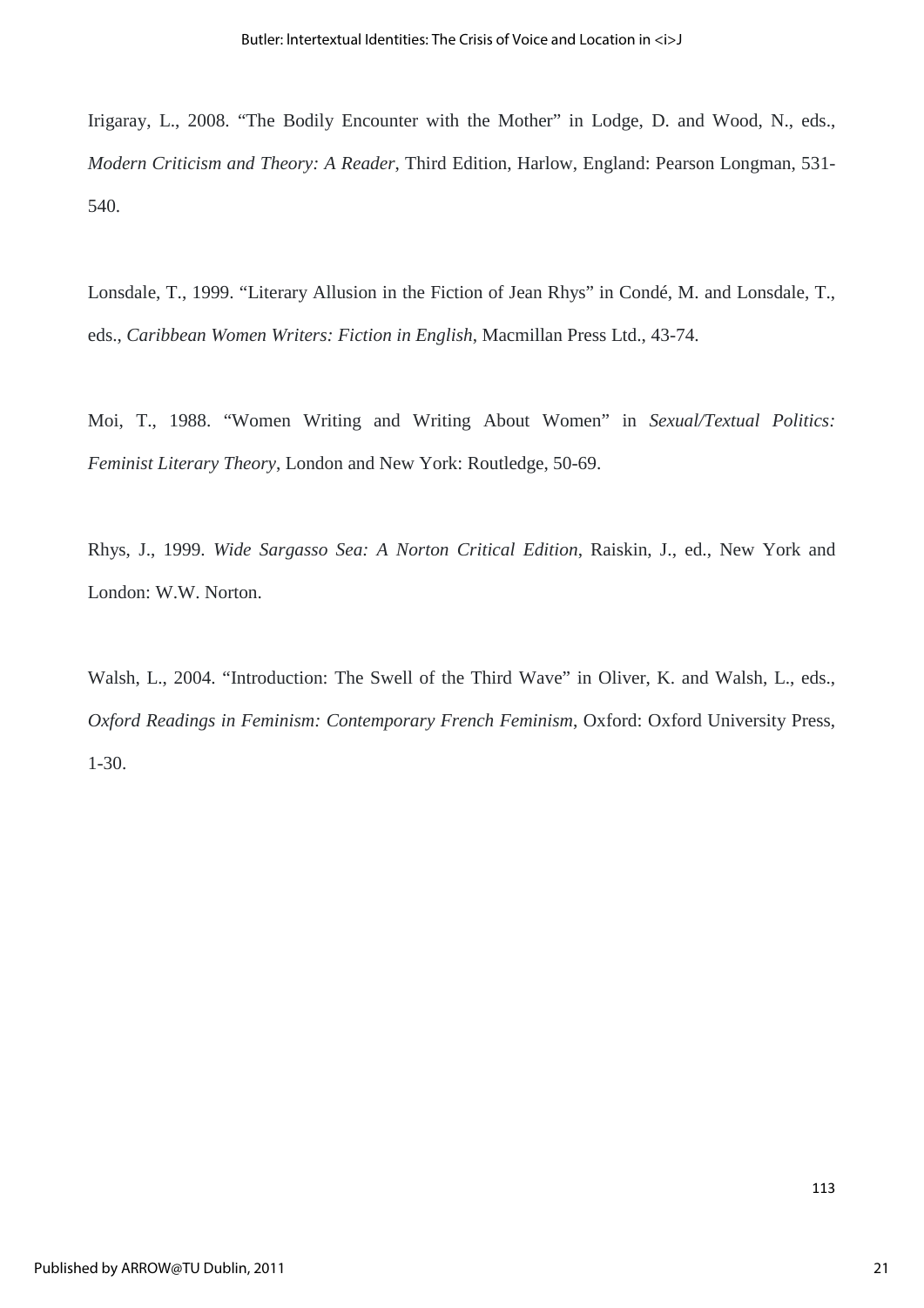Irigaray, L., 2008. "The Bodily Encounter with the Mother" in Lodge, D. and Wood, N., eds., *Modern Criticism and Theory: A Reader*, Third Edition, Harlow, England: Pearson Longman, 531-540.

Lonsdale, T., 1999. "Literary Allusion in the Fiction of Jean Rhys" in Condé, M. and Lonsdale, T., eds., *Caribbean Women Writers: Fiction in English*, Macmillan Press Ltd., 43-74.

Moi, T., 1988. "Women Writing and Writing About Women" in *Sexual/Textual Politics: Feminist Literary Theory*, London and New York: Routledge, 50-69.

Rhys, J., 1999. *Wide Sargasso Sea: A Norton Critical Edition*, Raiskin, J., ed., New York and London: W.W. Norton.

Walsh, L., 2004. "Introduction: The Swell of the Third Wave" in Oliver, K. and Walsh, L., eds., *Oxford Readings in Feminism: Contemporary French Feminism*, Oxford: Oxford University Press, 1-30.